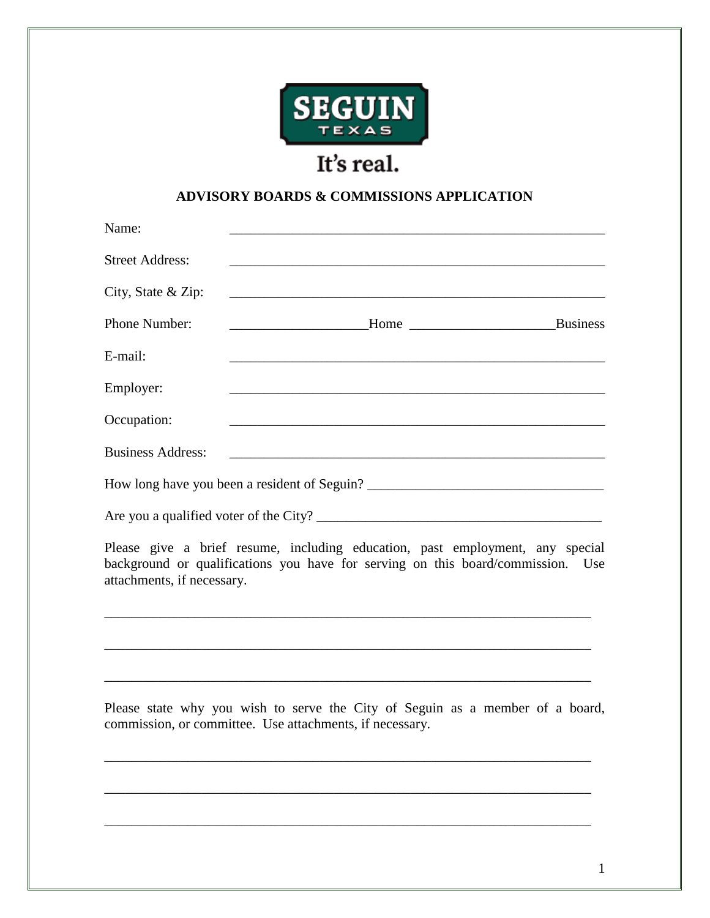SEGUIN
TEXAS
It's real.

## ADVISORY BOARDS & COMMISSIONS APPLICATION

Name: ________________________________________________________

Street Address: ________________________________________________________

City, State & Zip: ________________________________________________________

Phone Number: ____________________Home _____________________Business

E-mail: ________________________________________________________

Employer: ________________________________________________________

Occupation: ________________________________________________________

Business Address: ________________________________________________________

How long have you been a resident of Seguin? ___________________________________

Are you a qualified voter of the City? __________________________________________

Please give a brief resume, including education, past employment, any special background or qualifications you have for serving on this board/commission. Use attachments, if necessary.

________________________________________________________________________

________________________________________________________________________

________________________________________________________________________

Please state why you wish to serve the City of Seguin as a member of a board, commission, or committee. Use attachments, if necessary.

________________________________________________________________________

________________________________________________________________________

________________________________________________________________________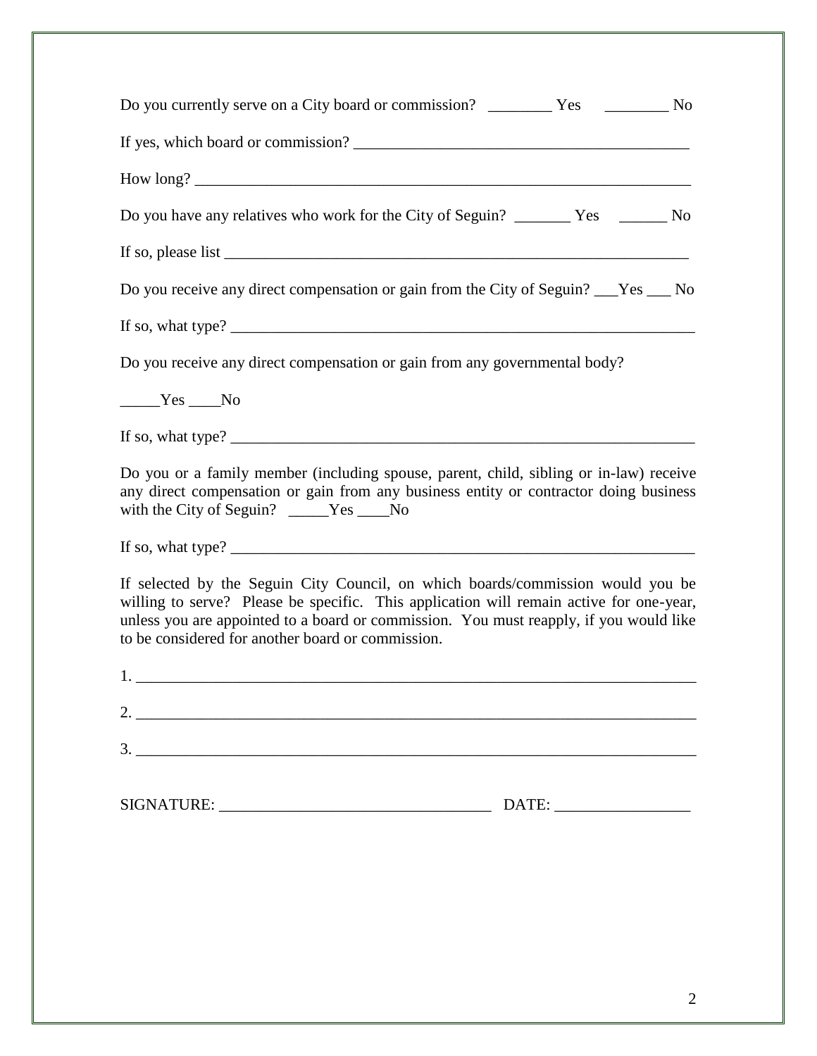Do you currently serve on a City board or commission? ________ Yes ________ No

If yes, which board or commission? __________________________________________

How long? ______________________________________________________________

Do you have any relatives who work for the City of Seguin? _______ Yes ______ No

If so, please list _____________________________________________________________

Do you receive any direct compensation or gain from the City of Seguin? ___Yes ___ No

If so, what type? _____________________________________________________________

Do you receive any direct compensation or gain from any governmental body?

_____Yes ____No

If so, what type? _____________________________________________________________

Do you or a family member (including spouse, parent, child, sibling or in-law) receive any direct compensation or gain from any business entity or contractor doing business with the City of Seguin? _____Yes ____No

If so, what type? _____________________________________________________________

If selected by the Seguin City Council, on which boards/commission would you be willing to serve? Please be specific. This application will remain active for one-year, unless you are appointed to a board or commission. You must reapply, if you would like to be considered for another board or commission.

1. ______________________________________________________________________

2. ______________________________________________________________________

3. ______________________________________________________________________

SIGNATURE: ___________________________________ DATE: _________________